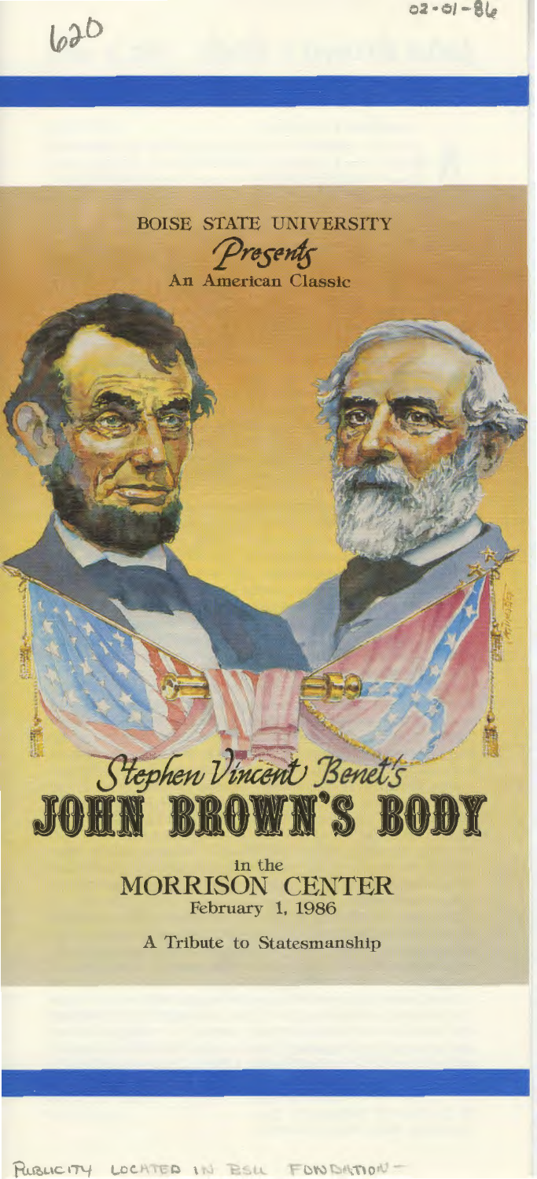620

02-01-86

BOISE STATE UNIVERSITY

*Presents*

An American Classic

*Stephen Vincent Benet's*

# JOHN BROWN'S BODY

in the

MORRISON CENTER

February 1, 1986

A Tribute to Statesmanship

PUBLICITY LOCATED IN BSU FOUNDATION -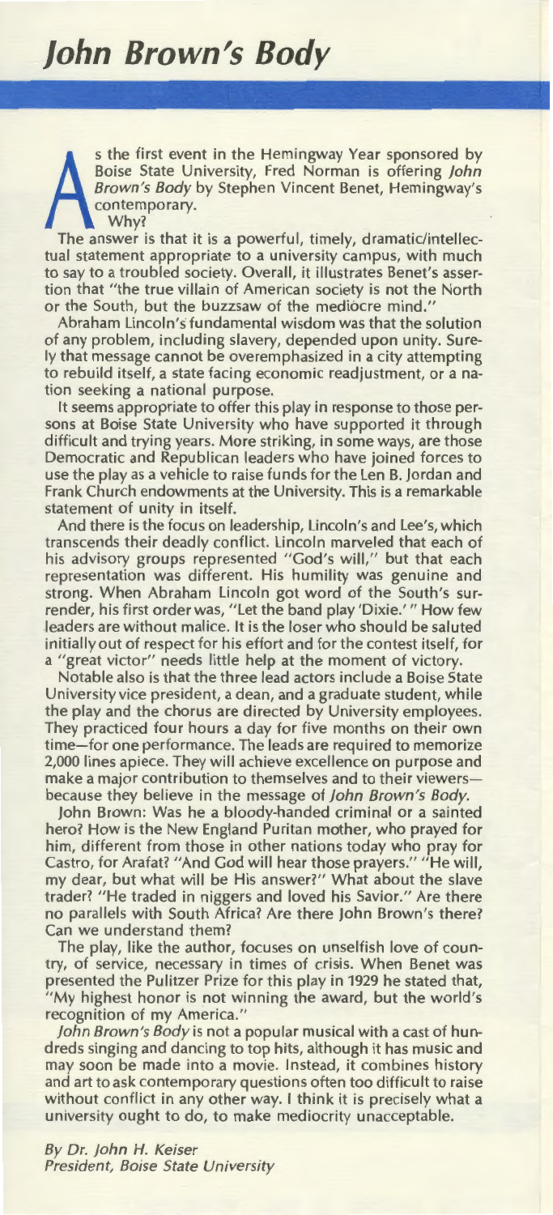# *John Brown's Body*

As the first event in the Hemingway Year sponsored by Boise State University, Fred Norman is offering *John Brown's Body* by Stephen Vincent Benet, Hemingway's contemporary.

Why?

The answer is that it is a powerful, timely, dramatic/intellectual statement appropriate to a university campus, with much to say to a troubled society. Overall, it illustrates Benet's assertion that "the true villain of American society is not the North or the South, but the buzzsaw of the mediocre mind."

Abraham Lincoln's fundamental wisdom was that the solution of any problem, including slavery, depended upon unity. Surely that message cannot be overemphasized in a city attempting to rebuild itself, a state facing economic readjustment, or a nation seeking a national purpose.

It seems appropriate to offer this play in response to those persons at Boise State University who have supported it through difficult and trying years. More striking, in some ways, are those Democratic and Republican leaders who have joined forces to use the play as a vehicle to raise funds for the Len B. Jordan and Frank Church endowments at the University. This is a remarkable statement of unity in itself.

And there is the focus on leadership, Lincoln's and Lee's, which transcends their deadly conflict. Lincoln marveled that each of his advisory groups represented "God's will," but that each representation was different. His humility was genuine and strong. When Abraham Lincoln got word of the South's surrender, his first order was, "Let the band play 'Dixie.'" How few leaders are without malice. It is the loser who should be saluted initially out of respect for his effort and for the contest itself, for a "great victor" needs little help at the moment of victory.

Notable also is that the three lead actors include a Boise State University vice president, a dean, and a graduate student, while the play and the chorus are directed by University employees. They practiced four hours a day for five months on their own time—for one performance. The leads are required to memorize 2,000 lines apiece. They will achieve excellence on purpose and make a major contribution to themselves and to their viewers—because they believe in the message of *John Brown's Body*.

John Brown: Was he a bloody-handed criminal or a sainted hero? How is the New England Puritan mother, who prayed for him, different from those in other nations today who pray for Castro, for Arafat? "And God will hear those prayers." "He will, my dear, but what will be His answer?" What about the slave trader? "He traded in niggers and loved his Savior." Are there no parallels with South Africa? Are there John Brown's there? Can we understand them?

The play, like the author, focuses on unselfish love of country, of service, necessary in times of crisis. When Benet was presented the Pulitzer Prize for this play in 1929 he stated that, "My highest honor is not winning the award, but the world's recognition of my America."

*John Brown's Body* is not a popular musical with a cast of hundreds singing and dancing to top hits, although it has music and may soon be made into a movie. Instead, it combines history and art to ask contemporary questions often too difficult to raise without conflict in any other way. I think it is precisely what a university ought to do, to make mediocrity unacceptable.

*By Dr. John H. Keiser*
*President, Boise State University*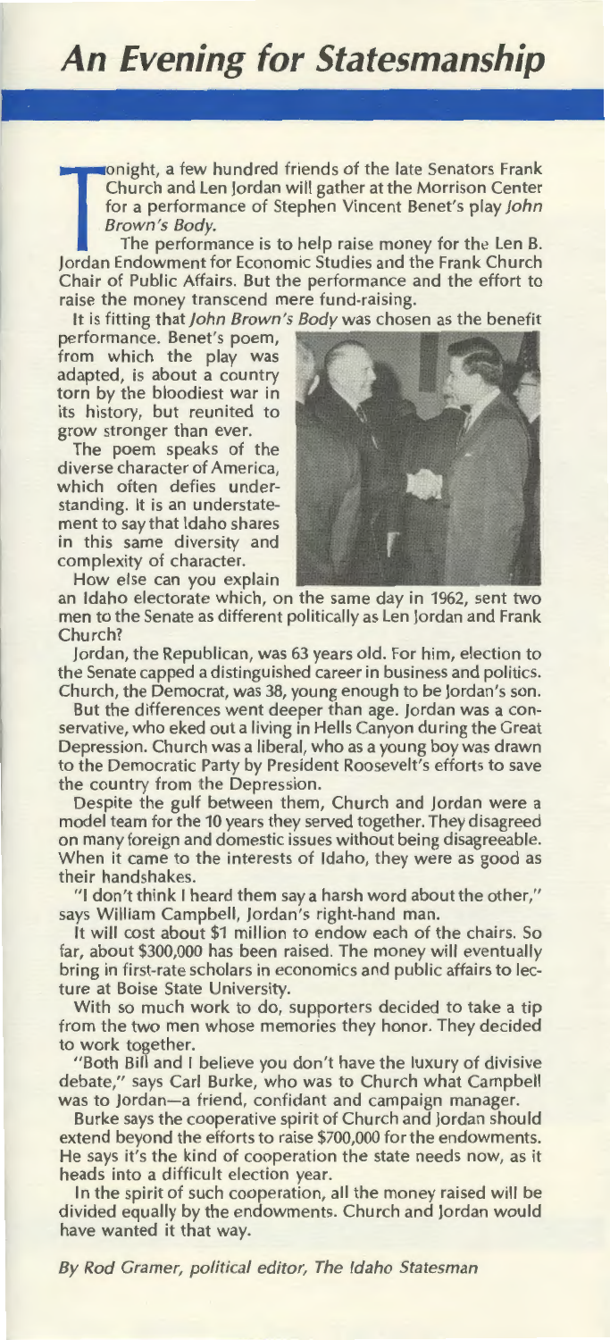# *An Evening for Statesmanship*

Tonight, a few hundred friends of the late Senators Frank Church and Len Jordan will gather at the Morrison Center for a performance of Stephen Vincent Benet's play *John Brown's Body.*

The performance is to help raise money for the Len B. Jordan Endowment for Economic Studies and the Frank Church Chair of Public Affairs. But the performance and the effort to raise the money transcend mere fund-raising.

It is fitting that *John Brown's Body* was chosen as the benefit performance. Benet's poem, from which the play was adapted, is about a country torn by the bloodiest war in its history, but reunited to grow stronger than ever.

The poem speaks of the diverse character of America, which often defies understanding. It is an understatement to say that Idaho shares in this same diversity and complexity of character.

How else can you explain an Idaho electorate which, on the same day in 1962, sent two men to the Senate as different politically as Len Jordan and Frank Church?

Jordan, the Republican, was 63 years old. For him, election to the Senate capped a distinguished career in business and politics. Church, the Democrat, was 38, young enough to be Jordan's son.

But the differences went deeper than age. Jordan was a conservative, who eked out a living in Hells Canyon during the Great Depression. Church was a liberal, who as a young boy was drawn to the Democratic Party by President Roosevelt's efforts to save the country from the Depression.

Despite the gulf between them, Church and Jordan were a model team for the 10 years they served together. They disagreed on many foreign and domestic issues without being disagreeable. When it came to the interests of Idaho, they were as good as their handshakes.

"I don't think I heard them say a harsh word about the other," says William Campbell, Jordan's right-hand man.

It will cost about $1 million to endow each of the chairs. So far, about $300,000 has been raised. The money will eventually bring in first-rate scholars in economics and public affairs to lecture at Boise State University.

With so much work to do, supporters decided to take a tip from the two men whose memories they honor. They decided to work together.

"Both Bill and I believe you don't have the luxury of divisive debate," says Carl Burke, who was to Church what Campbell was to Jordan—a friend, confidant and campaign manager.

Burke says the cooperative spirit of Church and Jordan should extend beyond the efforts to raise $700,000 for the endowments. He says it's the kind of cooperation the state needs now, as it heads into a difficult election year.

In the spirit of such cooperation, all the money raised will be divided equally by the endowments. Church and Jordan would have wanted it that way.

*By Rod Gramer, political editor, The Idaho Statesman*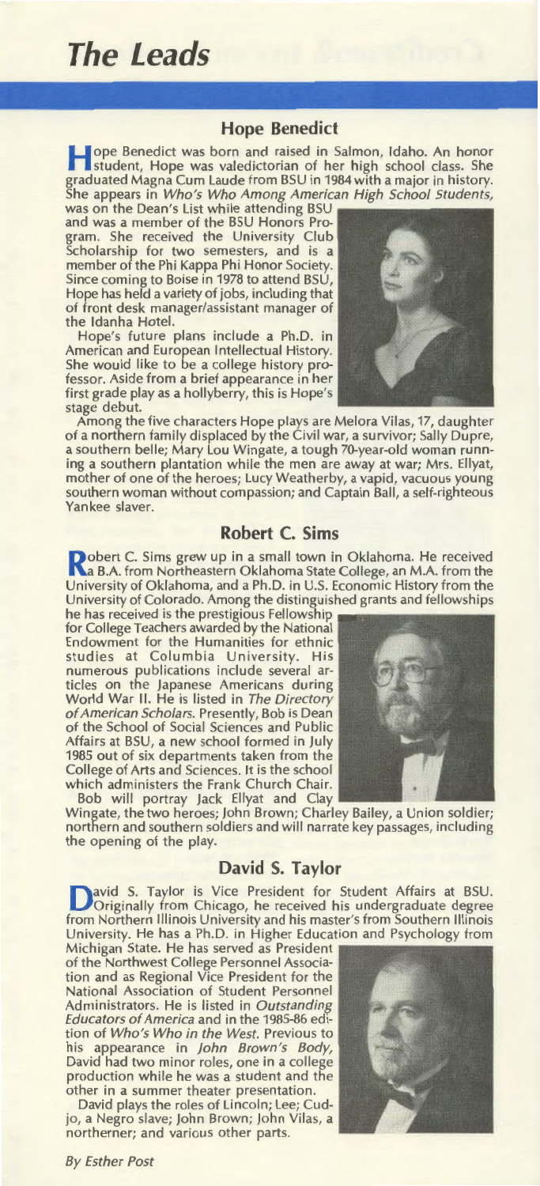# The Leads

## Hope Benedict

Hope Benedict was born and raised in Salmon, Idaho. An honor student, Hope was valedictorian of her high school class. She graduated Magna Cum Laude from BSU in 1984 with a major in history. She appears in *Who's Who Among American High School Students*, was on the Dean's List while attending BSU and was a member of the BSU Honors Program. She received the University Club Scholarship for two semesters, and is a member of the Phi Kappa Phi Honor Society. Since coming to Boise in 1978 to attend BSU, Hope has held a variety of jobs, including that of front desk manager/assistant manager of the Idanha Hotel.

Hope's future plans include a Ph.D. in American and European Intellectual History. She would like to be a college history professor. Aside from a brief appearance in her first grade play as a hollyberry, this is Hope's stage debut.

Among the five characters Hope plays are Melora Vilas, 17, daughter of a northern family displaced by the Civil war, a survivor; Sally Dupre, a southern belle; Mary Lou Wingate, a tough 70-year-old woman running a southern plantation while the men are away at war; Mrs. Ellyat, mother of one of the heroes; Lucy Weatherby, a vapid, vacuous young southern woman without compassion; and Captain Ball, a self-righteous Yankee slaver.

## Robert C. Sims

Robert C. Sims grew up in a small town in Oklahoma. He received a B.A. from Northeastern Oklahoma State College, an M.A. from the University of Oklahoma, and a Ph.D. in U.S. Economic History from the University of Colorado. Among the distinguished grants and fellowships he has received is the prestigious Fellowship for College Teachers awarded by the National Endowment for the Humanities for ethnic studies at Columbia University. His numerous publications include several articles on the Japanese Americans during World War II. He is listed in *The Directory of American Scholars*. Presently, Bob is Dean of the School of Social Sciences and Public Affairs at BSU, a new school formed in July 1985 out of six departments taken from the College of Arts and Sciences. It is the school which administers the Frank Church Chair.

Bob will portray Jack Ellyat and Clay Wingate, the two heroes; John Brown; Charley Bailey, a Union soldier; northern and southern soldiers and will narrate key passages, including the opening of the play.

## David S. Taylor

David S. Taylor is Vice President for Student Affairs at BSU. Originally from Chicago, he received his undergraduate degree from Northern Illinois University and his master's from Southern Illinois University. He has a Ph.D. in Higher Education and Psychology from Michigan State. He has served as President of the Northwest College Personnel Association and as Regional Vice President for the National Association of Student Personnel Administrators. He is listed in *Outstanding Educators of America* and in the 1985-86 edition of *Who's Who in the West*. Previous to his appearance in *John Brown's Body*, David had two minor roles, one in a college production while he was a student and the other in a summer theater presentation.

David plays the roles of Lincoln; Lee; Cudjo, a Negro slave; John Brown; John Vilas, a northerner; and various other parts.

*By Esther Post*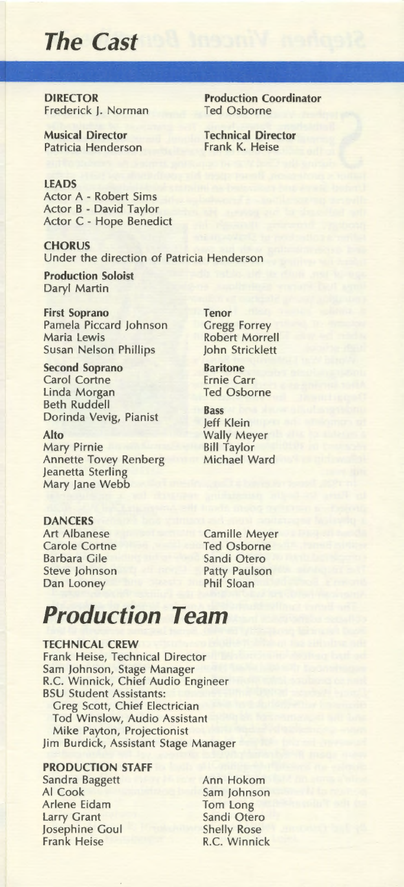# The Cast

**DIRECTOR**
Frederick J. Norman

**Production Coordinator**
Ted Osborne

**Musical Director**
Patricia Henderson

**Technical Director**
Frank K. Heise

**LEADS**
Actor A - Robert Sims
Actor B - David Taylor
Actor C - Hope Benedict

**CHORUS**
Under the direction of Patricia Henderson

**Production Soloist**
Daryl Martin

**First Soprano**
Pamela Piccard Johnson
Maria Lewis
Susan Nelson Phillips

**Second Soprano**
Carol Cortne
Linda Morgan
Beth Ruddell
Dorinda Vevig, Pianist

**Alto**
Mary Pirnie
Annette Tovey Renberg
Jeanetta Sterling
Mary Jane Webb

**Tenor**
Gregg Forrey
Robert Morrell
John Stricklett

**Baritone**
Ernie Carr
Ted Osborne

**Bass**
Jeff Klein
Wally Meyer
Bill Taylor
Michael Ward

**DANCERS**
Art Albanese
Carole Cortne
Barbara Gile
Steve Johnson
Dan Looney
Camille Meyer
Ted Osborne
Sandi Otero
Patty Paulson
Phil Sloan

# Production Team

**TECHNICAL CREW**
Frank Heise, Technical Director
Sam Johnson, Stage Manager
R.C. Winnick, Chief Audio Engineer
BSU Student Assistants:
Greg Scott, Chief Electrician
Tod Winslow, Audio Assistant
Mike Payton, Projectionist
Jim Burdick, Assistant Stage Manager

**PRODUCTION STAFF**
Sandra Baggett
Al Cook
Arlene Eidam
Larry Grant
Josephine Goul
Frank Heise
Ann Hokom
Sam Johnson
Tom Long
Sandi Otero
Shelly Rose
R.C. Winnick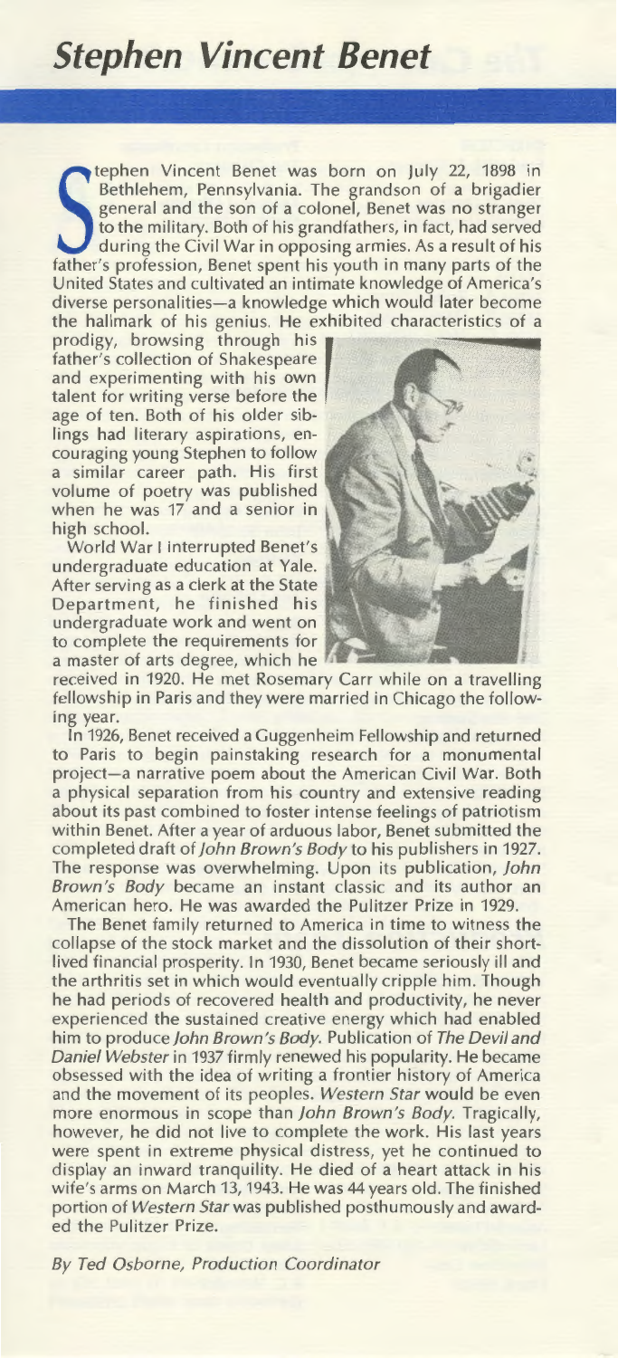# *Stephen Vincent Benet*

Stephen Vincent Benet was born on July 22, 1898 in Bethlehem, Pennsylvania. The grandson of a brigadier general and the son of a colonel, Benet was no stranger to the military. Both of his grandfathers, in fact, had served during the Civil War in opposing armies. As a result of his father's profession, Benet spent his youth in many parts of the United States and cultivated an intimate knowledge of America's diverse personalities—a knowledge which would later become the hallmark of his genius. He exhibited characteristics of a prodigy, browsing through his father's collection of Shakespeare and experimenting with his own talent for writing verse before the age of ten. Both of his older siblings had literary aspirations, encouraging young Stephen to follow a similar career path. His first volume of poetry was published when he was 17 and a senior in high school.

World War I interrupted Benet's undergraduate education at Yale. After serving as a clerk at the State Department, he finished his undergraduate work and went on to complete the requirements for a master of arts degree, which he received in 1920. He met Rosemary Carr while on a travelling fellowship in Paris and they were married in Chicago the following year.

In 1926, Benet received a Guggenheim Fellowship and returned to Paris to begin painstaking research for a monumental project—a narrative poem about the American Civil War. Both a physical separation from his country and extensive reading about its past combined to foster intense feelings of patriotism within Benet. After a year of arduous labor, Benet submitted the completed draft of *John Brown's Body* to his publishers in 1927. The response was overwhelming. Upon its publication, *John Brown's Body* became an instant classic and its author an American hero. He was awarded the Pulitzer Prize in 1929.

The Benet family returned to America in time to witness the collapse of the stock market and the dissolution of their short-lived financial prosperity. In 1930, Benet became seriously ill and the arthritis set in which would eventually cripple him. Though he had periods of recovered health and productivity, he never experienced the sustained creative energy which had enabled him to produce *John Brown's Body*. Publication of *The Devil and Daniel Webster* in 1937 firmly renewed his popularity. He became obsessed with the idea of writing a frontier history of America and the movement of its peoples. *Western Star* would be even more enormous in scope than *John Brown's Body*. Tragically, however, he did not live to complete the work. His last years were spent in extreme physical distress, yet he continued to display an inward tranquility. He died of a heart attack in his wife's arms on March 13, 1943. He was 44 years old. The finished portion of *Western Star* was published posthumously and awarded the Pulitzer Prize.

*By Ted Osborne, Production Coordinator*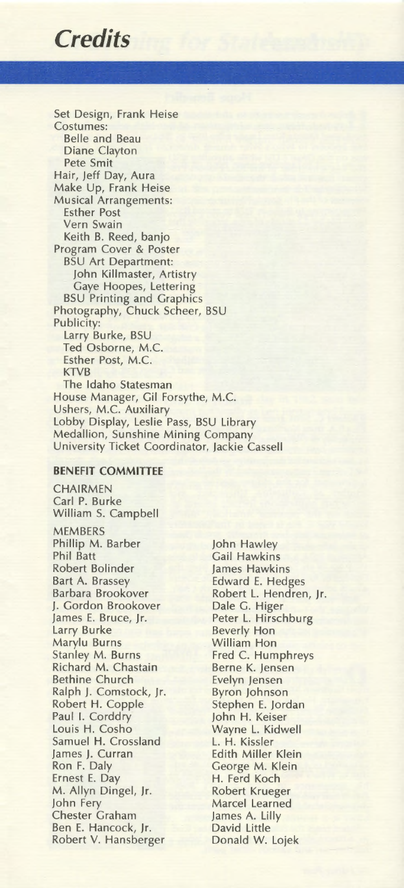# Credits

Set Design, Frank Heise
Costumes:
- Belle and Beau
- Diane Clayton
- Pete Smit

Hair, Jeff Day, Aura
Make Up, Frank Heise
Musical Arrangements:
- Esther Post
- Vern Swain
- Keith B. Reed, banjo

Program Cover & Poster
- BSU Art Department:
  - John Killmaster, Artistry
  - Gaye Hoopes, Lettering
- BSU Printing and Graphics

Photography, Chuck Scheer, BSU
Publicity:
- Larry Burke, BSU
- Ted Osborne, M.C.
- Esther Post, M.C.
- KTVB
- The Idaho Statesman

House Manager, Gil Forsythe, M.C.
Ushers, M.C. Auxiliary
Lobby Display, Leslie Pass, BSU Library
Medallion, Sunshine Mining Company
University Ticket Coordinator, Jackie Cassell

**BENEFIT COMMITTEE**

CHAIRMEN
Carl P. Burke
William S. Campbell

MEMBERS
Phillip M. Barber
Phil Batt
Robert Bolinder
Bart A. Brassey
Barbara Brookover
J. Gordon Brookover
James E. Bruce, Jr.
Larry Burke
Marylu Burns
Stanley M. Burns
Richard M. Chastain
Bethine Church
Ralph J. Comstock, Jr.
Robert H. Copple
Paul I. Corddry
Louis H. Cosho
Samuel H. Crossland
James J. Curran
Ron F. Daly
Ernest E. Day
M. Allyn Dingel, Jr.
John Fery
Chester Graham
Ben E. Hancock, Jr.
Robert V. Hansberger
John Hawley
Gail Hawkins
James Hawkins
Edward E. Hedges
Robert L. Hendren, Jr.
Dale G. Higer
Peter L. Hirschburg
Beverly Hon
William Hon
Fred C. Humphreys
Berne K. Jensen
Evelyn Jensen
Byron Johnson
Stephen E. Jordan
John H. Keiser
Wayne L. Kidwell
L. H. Kissler
Edith Miller Klein
George M. Klein
H. Ferd Koch
Robert Krueger
Marcel Learned
James A. Lilly
David Little
Donald W. Lojek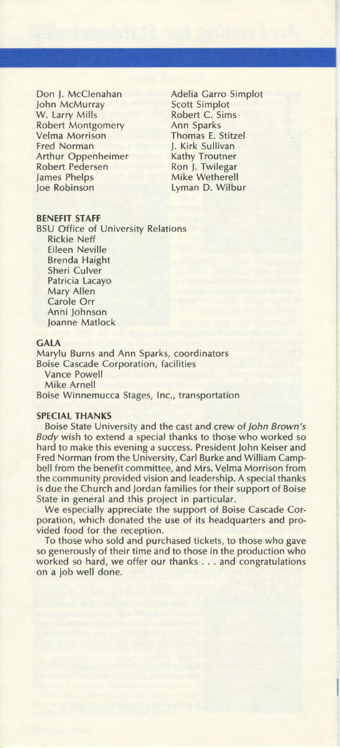Don J. McClenahan
John McMurray
W. Larry Mills
Robert Montgomery
Velma Morrison
Fred Norman
Arthur Oppenheimer
Robert Pedersen
James Phelps
Joe Robinson
Adelia Garro Simplot
Scott Simplot
Robert C. Sims
Ann Sparks
Thomas E. Stitzel
J. Kirk Sullivan
Kathy Troutner
Ron J. Twilegar
Mike Wetherell
Lyman D. Wilbur

**BENEFIT STAFF**

BSU Office of University Relations

- Rickie Neff
- Eileen Neville
- Brenda Haight
- Sheri Culver
- Patricia Lacayo
- Mary Allen
- Carole Orr
- Anni Johnson
- Joanne Matlock

**GALA**

Marylu Burns and Ann Sparks, coordinators

Boise Cascade Corporation, facilities

- Vance Powell
- Mike Arnell

Boise Winnemucca Stages, Inc., transportation

**SPECIAL THANKS**

Boise State University and the cast and crew of *John Brown's Body* wish to extend a special thanks to those who worked so hard to make this evening a success. President John Keiser and Fred Norman from the University, Carl Burke and William Campbell from the benefit committee, and Mrs. Velma Morrison from the community provided vision and leadership. A special thanks is due the Church and Jordan families for their support of Boise State in general and this project in particular.

We especially appreciate the support of Boise Cascade Corporation, which donated the use of its headquarters and provided food for the reception.

To those who sold and purchased tickets, to those who gave so generously of their time and to those in the production who worked so hard, we offer our thanks . . . and congratulations on a job well done.